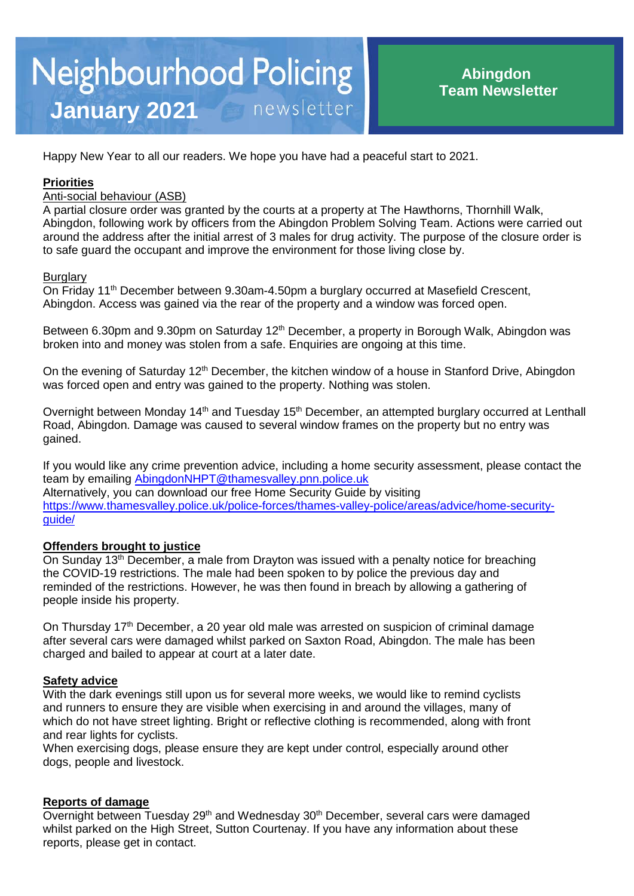# Neighbourhood Policing newsletter

## January 2021

**Abingdon Team Newsletter**

Happy New Year to all our readers. We hope you have had a peaceful start to 2021.

### Priorities

Anti-social behaviour (ASB)

A partial closure order was granted by the courts at a property at The Hawthorns, Thornhill Walk, Abingdon, following work by officers from the Abingdon Problem Solving Team. Actions were carried out around the address after the initial arrest of 3 males for drug activity. The purpose of the closure order is to safe guard the occupant and improve the environment for those living close by.

Burglary

On Friday 11th December between 9.30am-4.50pm a burglary occurred at Masefield Crescent, Abingdon. Access was gained via the rear of the property and a window was forced open.

Between 6.30pm and 9.30pm on Saturday 12th December, a property in Borough Walk, Abingdon was broken into and money was stolen from a safe. Enquiries are ongoing at this time.

On the evening of Saturday 12th December, the kitchen window of a house in Stanford Drive, Abingdon was forced open and entry was gained to the property. Nothing was stolen.

Overnight between Monday 14th and Tuesday 15th December, an attempted burglary occurred at Lenthall Road, Abingdon. Damage was caused to several window frames on the property but no entry was gained.

If you would like any crime prevention advice, including a home security assessment, please contact the team by emailing AbingdonNHPT@thamesvalley.pnn.police.uk
Alternatively, you can download our free Home Security Guide by visiting https://www.thamesvalley.police.uk/police-forces/thames-valley-police/areas/advice/home-security-guide/

### Offenders brought to justice

On Sunday 13th December, a male from Drayton was issued with a penalty notice for breaching the COVID-19 restrictions. The male had been spoken to by police the previous day and reminded of the restrictions. However, he was then found in breach by allowing a gathering of people inside his property.

On Thursday 17th December, a 20 year old male was arrested on suspicion of criminal damage after several cars were damaged whilst parked on Saxton Road, Abingdon. The male has been charged and bailed to appear at court at a later date.

### Safety advice

With the dark evenings still upon us for several more weeks, we would like to remind cyclists and runners to ensure they are visible when exercising in and around the villages, many of which do not have street lighting. Bright or reflective clothing is recommended, along with front and rear lights for cyclists.
When exercising dogs, please ensure they are kept under control, especially around other dogs, people and livestock.

### Reports of damage

Overnight between Tuesday 29th and Wednesday 30th December, several cars were damaged whilst parked on the High Street, Sutton Courtenay. If you have any information about these reports, please get in contact.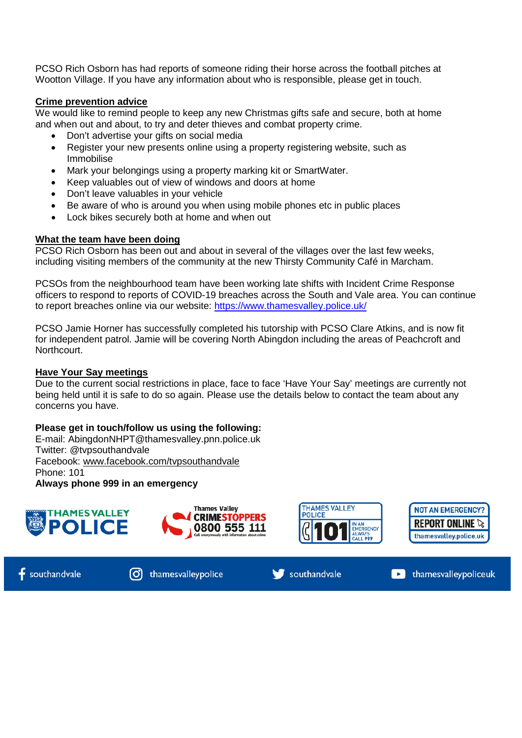PCSO Rich Osborn has had reports of someone riding their horse across the football pitches at Wootton Village. If you have any information about who is responsible, please get in touch.

**Crime prevention advice**

We would like to remind people to keep any new Christmas gifts safe and secure, both at home and when out and about, to try and deter thieves and combat property crime.

- Don't advertise your gifts on social media
- Register your new presents online using a property registering website, such as Immobilise
- Mark your belongings using a property marking kit or SmartWater.
- Keep valuables out of view of windows and doors at home
- Don't leave valuables in your vehicle
- Be aware of who is around you when using mobile phones etc in public places
- Lock bikes securely both at home and when out

**What the team have been doing**

PCSO Rich Osborn has been out and about in several of the villages over the last few weeks, including visiting members of the community at the new Thirsty Community Café in Marcham.

PCSOs from the neighbourhood team have been working late shifts with Incident Crime Response officers to respond to reports of COVID-19 breaches across the South and Vale area. You can continue to report breaches online via our website: https://www.thamesvalley.police.uk/

PCSO Jamie Horner has successfully completed his tutorship with PCSO Clare Atkins, and is now fit for independent patrol. Jamie will be covering North Abingdon including the areas of Peachcroft and Northcourt.

**Have Your Say meetings**

Due to the current social restrictions in place, face to face 'Have Your Say' meetings are currently not being held until it is safe to do so again. Please use the details below to contact the team about any concerns you have.

**Please get in touch/follow us using the following:**

E-mail: AbingdonNHPT@thamesvalley.pnn.police.uk
Twitter: @tvpsouthandvale
Facebook: www.facebook.com/tvpsouthandvale
Phone: 101
**Always phone 999 in an emergency**

THAMES VALLEY POLICE

Thames Valley CRIMESTOPPERS 0800 555 111 Call anonymously with information about crime

THAMES VALLEY POLICE 101 IN AN EMERGENCY ALWAYS CALL 999

NOT AN EMERGENCY? REPORT ONLINE thamesvalley.police.uk

southandvale | thamesvalleypolice | southandvale | thamesvalleypoliceuk